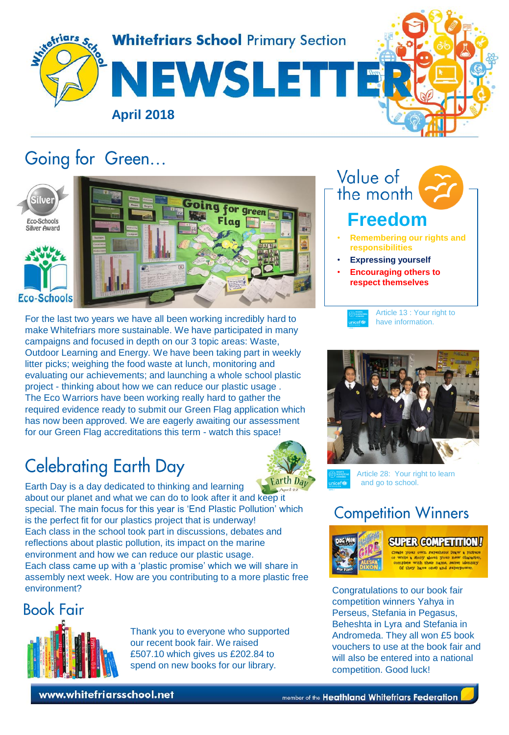# Whitefriars School Primary Section

# NEWSLETTER

**April 2018**

## Going for Green…

Eco-Schools Silver Award

Eco-Schools

For the last two years we have all been working incredibly hard to make Whitefriars more sustainable. We have participated in many campaigns and focused in depth on our 3 topic areas: Waste, Outdoor Learning and Energy. We have been taking part in weekly litter picks; weighing the food waste at lunch, monitoring and evaluating our achievements; and launching a whole school plastic project - thinking about how we can reduce our plastic usage . The Eco Warriors have been working really hard to gather the required evidence ready to submit our Green Flag application which has now been approved. We are eagerly awaiting our assessment for our Green Flag accreditations this term - watch this space!

## Celebrating Earth Day

Earth Day is a day dedicated to thinking and learning about our planet and what we can do to look after it and keep it special. The main focus for this year is 'End Plastic Pollution' which is the perfect fit for our plastics project that is underway! Each class in the school took part in discussions, debates and reflections about plastic pollution, its impact on the marine environment and how we can reduce our plastic usage. Each class came up with a 'plastic promise' which we will share in assembly next week. How are you contributing to a more plastic free environment?

## Book Fair

Thank you to everyone who supported our recent book fair. We raised £507.10 which gives us £202.84 to spend on new books for our library.

## Value of the month

## Freedom

- **Remembering our rights and responsibilities**
- **Expressing yourself**
- **Encouraging others to respect themselves**

Article 13 : Your right to have information.

Article 28: Your right to learn and go to school.

## Competition Winners

Congratulations to our book fair competition winners Yahya in Perseus, Stefania in Pegasus, Beheshta in Lyra and Stefania in Andromeda. They all won £5 book vouchers to use at the book fair and will also be entered into a national competition. Good luck!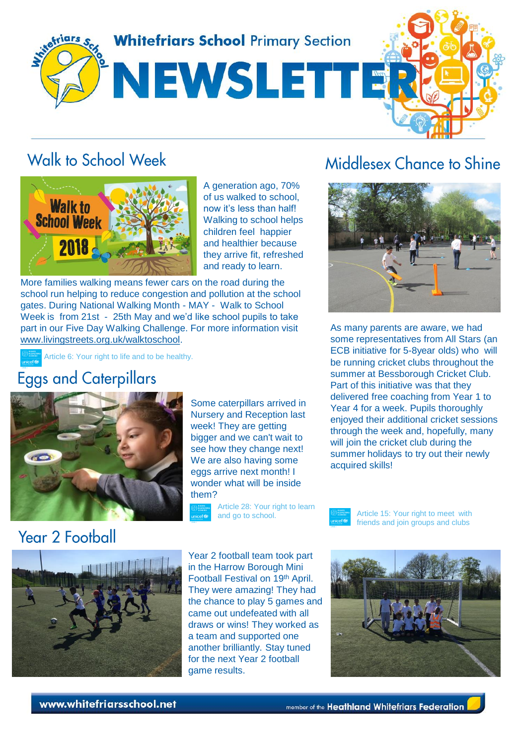# Whitefriars School Primary Section NEWSLETTER

## Walk to School Week

A generation ago, 70% of us walked to school, now it's less than half! Walking to school helps children feel happier and healthier because they arrive fit, refreshed and ready to learn.

More families walking means fewer cars on the road during the school run helping to reduce congestion and pollution at the school gates. During National Walking Month - MAY - Walk to School Week is from 21st - 25th May and we'd like school pupils to take part in our Five Day Walking Challenge. For more information visit www.livingstreets.org.uk/walktoschool.

Article 6: Your right to life and to be healthy.

## Eggs and Caterpillars

Some caterpillars arrived in Nursery and Reception last week! They are getting bigger and we can't wait to see how they change next! We are also having some eggs arrive next month! I wonder what will be inside them?

Article 28: Your right to learn and go to school.

## Year 2 Football

Year 2 football team took part in the Harrow Borough Mini Football Festival on 19th April. They were amazing! They had the chance to play 5 games and came out undefeated with all draws or wins! They worked as a team and supported one another brilliantly. Stay tuned for the next Year 2 football game results.

## Middlesex Chance to Shine

As many parents are aware, we had some representatives from All Stars (an ECB initiative for 5-8year olds) who will be running cricket clubs throughout the summer at Bessborough Cricket Club. Part of this initiative was that they delivered free coaching from Year 1 to Year 4 for a week. Pupils thoroughly enjoyed their additional cricket sessions through the week and, hopefully, many will join the cricket club during the summer holidays to try out their newly acquired skills!

Article 15: Your right to meet with friends and join groups and clubs

www.whitefriarsschool.net

member of the Heathland Whitefriars Federation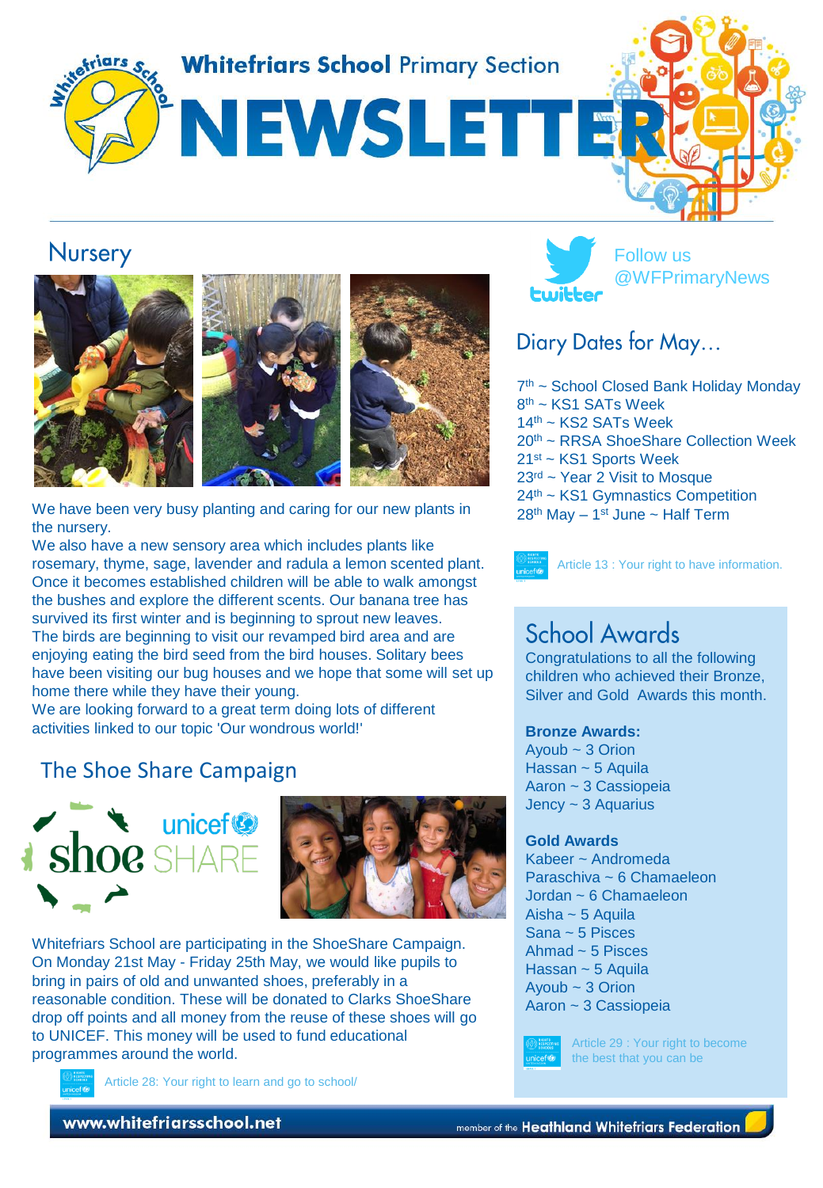# Whitefriars School Primary Section NEWSLETTER

## Nursery

We have been very busy planting and caring for our new plants in the nursery.

We also have a new sensory area which includes plants like rosemary, thyme, sage, lavender and radula a lemon scented plant. Once it becomes established children will be able to walk amongst the bushes and explore the different scents. Our banana tree has survived its first winter and is beginning to sprout new leaves.

The birds are beginning to visit our revamped bird area and are enjoying eating the bird seed from the bird houses. Solitary bees have been visiting our bug houses and we hope that some will set up home there while they have their young.

We are looking forward to a great term doing lots of different activities linked to our topic 'Our wondrous world!'

## The Shoe Share Campaign

unicef shoe SHARE

Whitefriars School are participating in the ShoeShare Campaign. On Monday 21st May - Friday 25th May, we would like pupils to bring in pairs of old and unwanted shoes, preferably in a reasonable condition. These will be donated to Clarks ShoeShare drop off points and all money from the reuse of these shoes will go to UNICEF. This money will be used to fund educational programmes around the world.

Article 28: Your right to learn and go to school/

Follow us @WFPrimaryNews

## Diary Dates for May…

7th ~ School Closed Bank Holiday Monday
8th ~ KS1 SATs Week
14th ~ KS2 SATs Week
20th ~ RRSA ShoeShare Collection Week
21st ~ KS1 Sports Week
23rd ~ Year 2 Visit to Mosque
24th ~ KS1 Gymnastics Competition
28th May – 1st June ~ Half Term

Article 13 : Your right to have information.

## School Awards

Congratulations to all the following children who achieved their Bronze, Silver and Gold Awards this month.

**Bronze Awards:**
Ayoub ~ 3 Orion
Hassan ~ 5 Aquila
Aaron ~ 3 Cassiopeia
Jency ~ 3 Aquarius

**Gold Awards**
Kabeer ~ Andromeda
Paraschiva ~ 6 Chamaeleon
Jordan ~ 6 Chamaeleon
Aisha ~ 5 Aquila
Sana ~ 5 Pisces
Ahmad ~ 5 Pisces
Hassan ~ 5 Aquila
Ayoub ~ 3 Orion
Aaron ~ 3 Cassiopeia

Article 29 : Your right to become the best that you can be

www.whitefriarsschool.net

member of the Heathland Whitefriars Federation